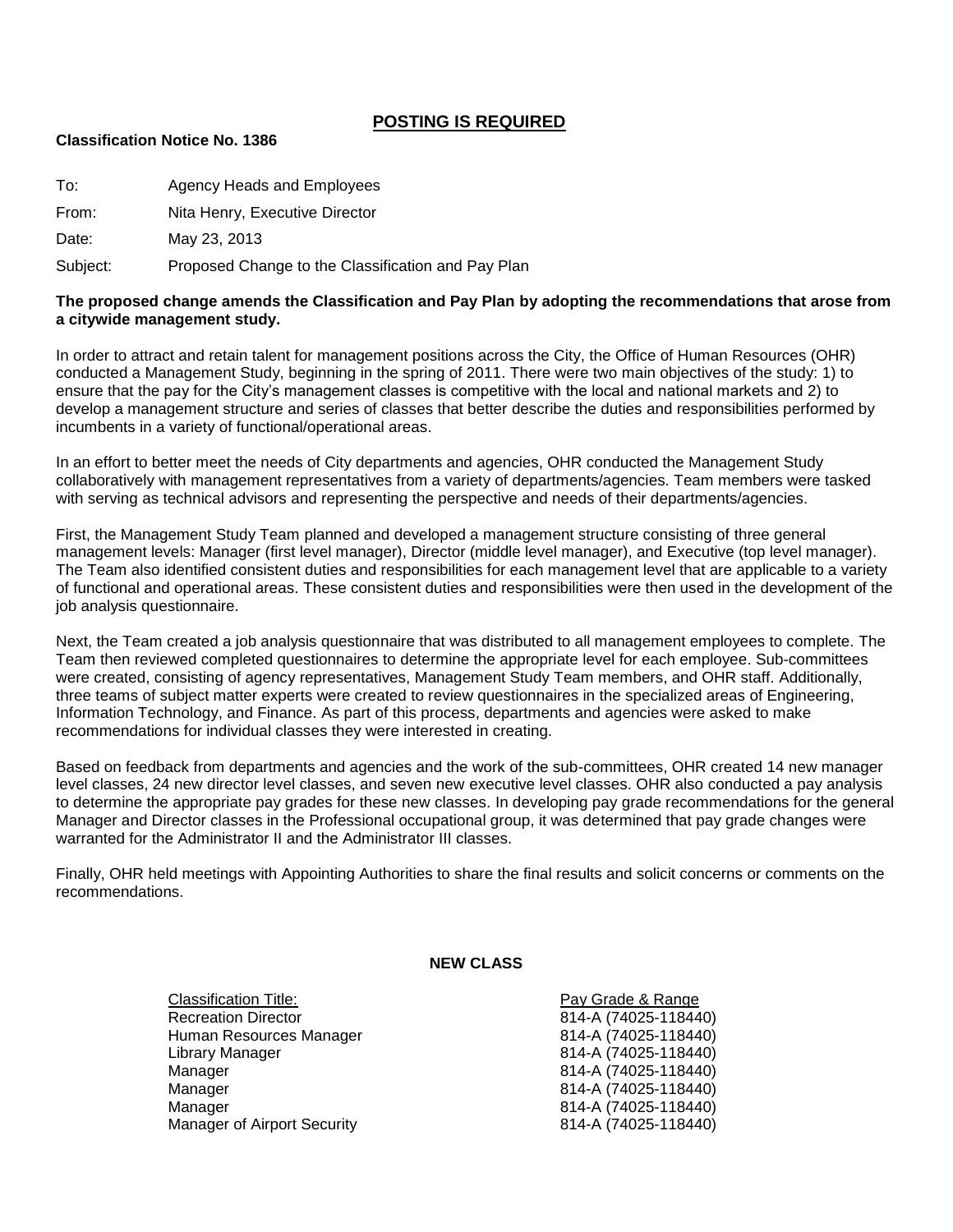## POSTING IS REQUIRED

**Classification Notice No. 1386**

To: Agency Heads and Employees

From: Nita Henry, Executive Director

Date: May 23, 2013

Subject: Proposed Change to the Classification and Pay Plan

**The proposed change amends the Classification and Pay Plan by adopting the recommendations that arose from a citywide management study.**

In order to attract and retain talent for management positions across the City, the Office of Human Resources (OHR) conducted a Management Study, beginning in the spring of 2011. There were two main objectives of the study: 1) to ensure that the pay for the City's management classes is competitive with the local and national markets and 2) to develop a management structure and series of classes that better describe the duties and responsibilities performed by incumbents in a variety of functional/operational areas.

In an effort to better meet the needs of City departments and agencies, OHR conducted the Management Study collaboratively with management representatives from a variety of departments/agencies. Team members were tasked with serving as technical advisors and representing the perspective and needs of their departments/agencies.

First, the Management Study Team planned and developed a management structure consisting of three general management levels: Manager (first level manager), Director (middle level manager), and Executive (top level manager). The Team also identified consistent duties and responsibilities for each management level that are applicable to a variety of functional and operational areas. These consistent duties and responsibilities were then used in the development of the job analysis questionnaire.

Next, the Team created a job analysis questionnaire that was distributed to all management employees to complete. The Team then reviewed completed questionnaires to determine the appropriate level for each employee. Sub-committees were created, consisting of agency representatives, Management Study Team members, and OHR staff. Additionally, three teams of subject matter experts were created to review questionnaires in the specialized areas of Engineering, Information Technology, and Finance. As part of this process, departments and agencies were asked to make recommendations for individual classes they were interested in creating.

Based on feedback from departments and agencies and the work of the sub-committees, OHR created 14 new manager level classes, 24 new director level classes, and seven new executive level classes. OHR also conducted a pay analysis to determine the appropriate pay grades for these new classes. In developing pay grade recommendations for the general Manager and Director classes in the Professional occupational group, it was determined that pay grade changes were warranted for the Administrator II and the Administrator III classes.

Finally, OHR held meetings with Appointing Authorities to share the final results and solicit concerns or comments on the recommendations.

**NEW CLASS**

| Classification Title: | Pay Grade & Range |
|---|---|
| Recreation Director | 814-A (74025-118440) |
| Human Resources Manager | 814-A (74025-118440) |
| Library Manager | 814-A (74025-118440) |
| Manager | 814-A (74025-118440) |
| Manager | 814-A (74025-118440) |
| Manager | 814-A (74025-118440) |
| Manager of Airport Security | 814-A (74025-118440) |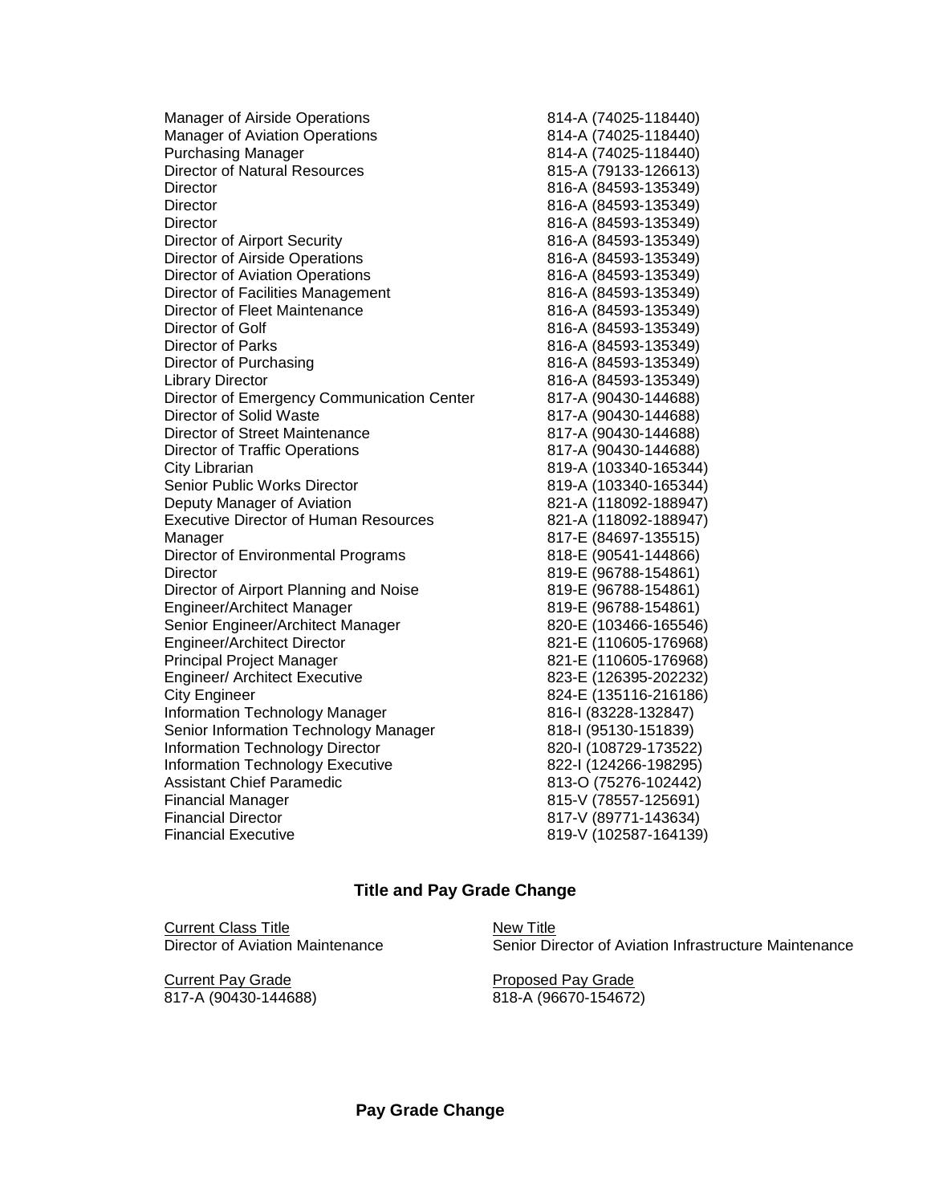| | |
|---|---|
| Manager of Airside Operations | 814-A (74025-118440) |
| Manager of Aviation Operations | 814-A (74025-118440) |
| Purchasing Manager | 814-A (74025-118440) |
| Director of Natural Resources | 815-A (79133-126613) |
| Director | 816-A (84593-135349) |
| Director | 816-A (84593-135349) |
| Director | 816-A (84593-135349) |
| Director of Airport Security | 816-A (84593-135349) |
| Director of Airside Operations | 816-A (84593-135349) |
| Director of Aviation Operations | 816-A (84593-135349) |
| Director of Facilities Management | 816-A (84593-135349) |
| Director of Fleet Maintenance | 816-A (84593-135349) |
| Director of Golf | 816-A (84593-135349) |
| Director of Parks | 816-A (84593-135349) |
| Director of Purchasing | 816-A (84593-135349) |
| Library Director | 816-A (84593-135349) |
| Director of Emergency Communication Center | 817-A (90430-144688) |
| Director of Solid Waste | 817-A (90430-144688) |
| Director of Street Maintenance | 817-A (90430-144688) |
| Director of Traffic Operations | 817-A (90430-144688) |
| City Librarian | 819-A (103340-165344) |
| Senior Public Works Director | 819-A (103340-165344) |
| Deputy Manager of Aviation | 821-A (118092-188947) |
| Executive Director of Human Resources | 821-A (118092-188947) |
| Manager | 817-E (84697-135515) |
| Director of Environmental Programs | 818-E (90541-144866) |
| Director | 819-E (96788-154861) |
| Director of Airport Planning and Noise | 819-E (96788-154861) |
| Engineer/Architect Manager | 819-E (96788-154861) |
| Senior Engineer/Architect Manager | 820-E (103466-165546) |
| Engineer/Architect Director | 821-E (110605-176968) |
| Principal Project Manager | 821-E (110605-176968) |
| Engineer/ Architect Executive | 823-E (126395-202232) |
| City Engineer | 824-E (135116-216186) |
| Information Technology Manager | 816-I (83228-132847) |
| Senior Information Technology Manager | 818-I (95130-151839) |
| Information Technology Director | 820-I (108729-173522) |
| Information Technology Executive | 822-I (124266-198295) |
| Assistant Chief Paramedic | 813-O (75276-102442) |
| Financial Manager | 815-V (78557-125691) |
| Financial Director | 817-V (89771-143634) |
| Financial Executive | 819-V (102587-164139) |

## Title and Pay Grade Change

| Current Class Title | New Title |
|---|---|
| Director of Aviation Maintenance | Senior Director of Aviation Infrastructure Maintenance |

| Current Pay Grade | Proposed Pay Grade |
|---|---|
| 817-A (90430-144688) | 818-A (96670-154672) |

## Pay Grade Change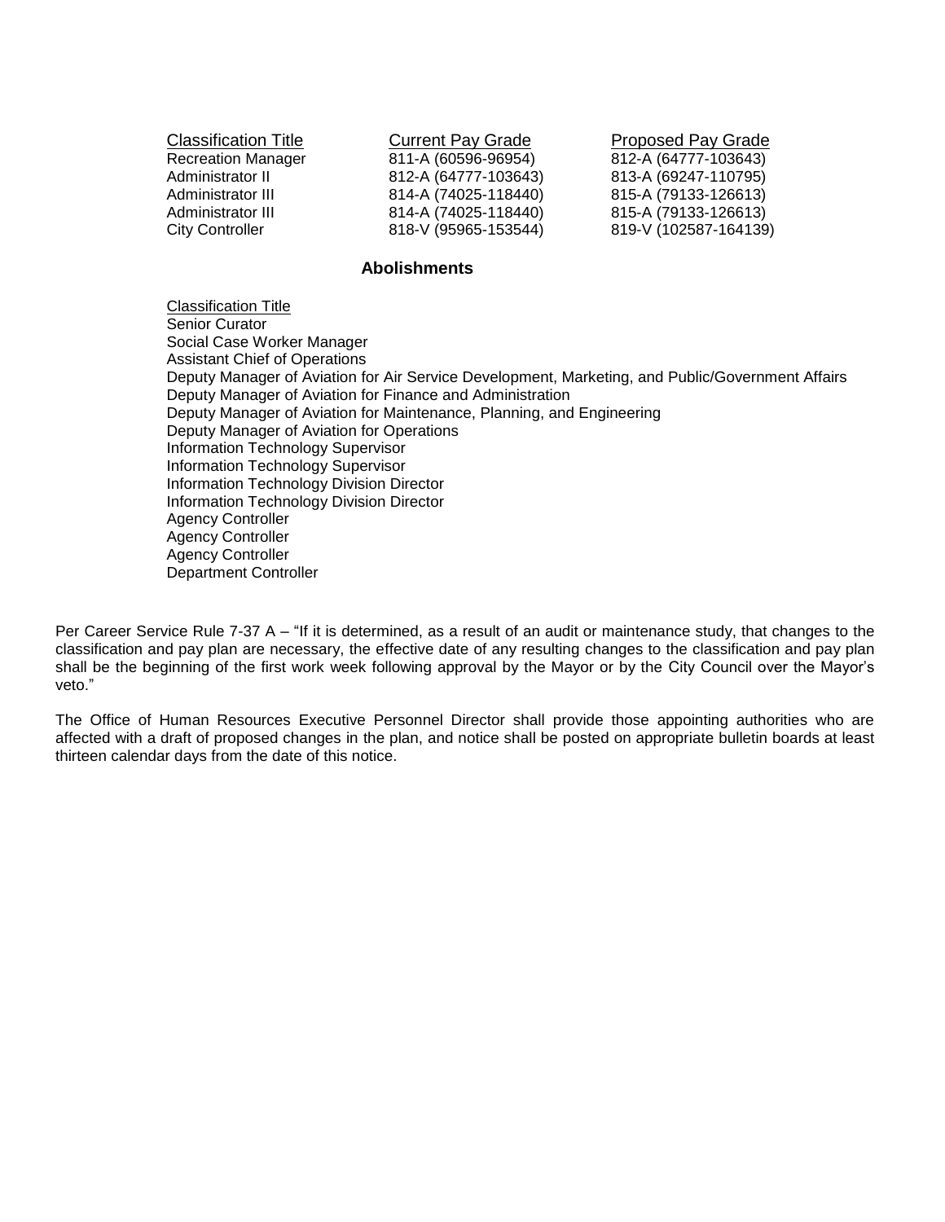| Classification Title | Current Pay Grade | Proposed Pay Grade |
|---|---|---|
| Recreation Manager | 811-A (60596-96954) | 812-A (64777-103643) |
| Administrator II | 812-A (64777-103643) | 813-A (69247-110795) |
| Administrator III | 814-A (74025-118440) | 815-A (79133-126613) |
| Administrator III | 814-A (74025-118440) | 815-A (79133-126613) |
| City Controller | 818-V (95965-153544) | 819-V (102587-164139) |

## Abolishments

Classification Title

Senior Curator
Social Case Worker Manager
Assistant Chief of Operations
Deputy Manager of Aviation for Air Service Development, Marketing, and Public/Government Affairs
Deputy Manager of Aviation for Finance and Administration
Deputy Manager of Aviation for Maintenance, Planning, and Engineering
Deputy Manager of Aviation for Operations
Information Technology Supervisor
Information Technology Supervisor
Information Technology Division Director
Information Technology Division Director
Agency Controller
Agency Controller
Agency Controller
Department Controller

Per Career Service Rule 7-37 A – "If it is determined, as a result of an audit or maintenance study, that changes to the classification and pay plan are necessary, the effective date of any resulting changes to the classification and pay plan shall be the beginning of the first work week following approval by the Mayor or by the City Council over the Mayor's veto."

The Office of Human Resources Executive Personnel Director shall provide those appointing authorities who are affected with a draft of proposed changes in the plan, and notice shall be posted on appropriate bulletin boards at least thirteen calendar days from the date of this notice.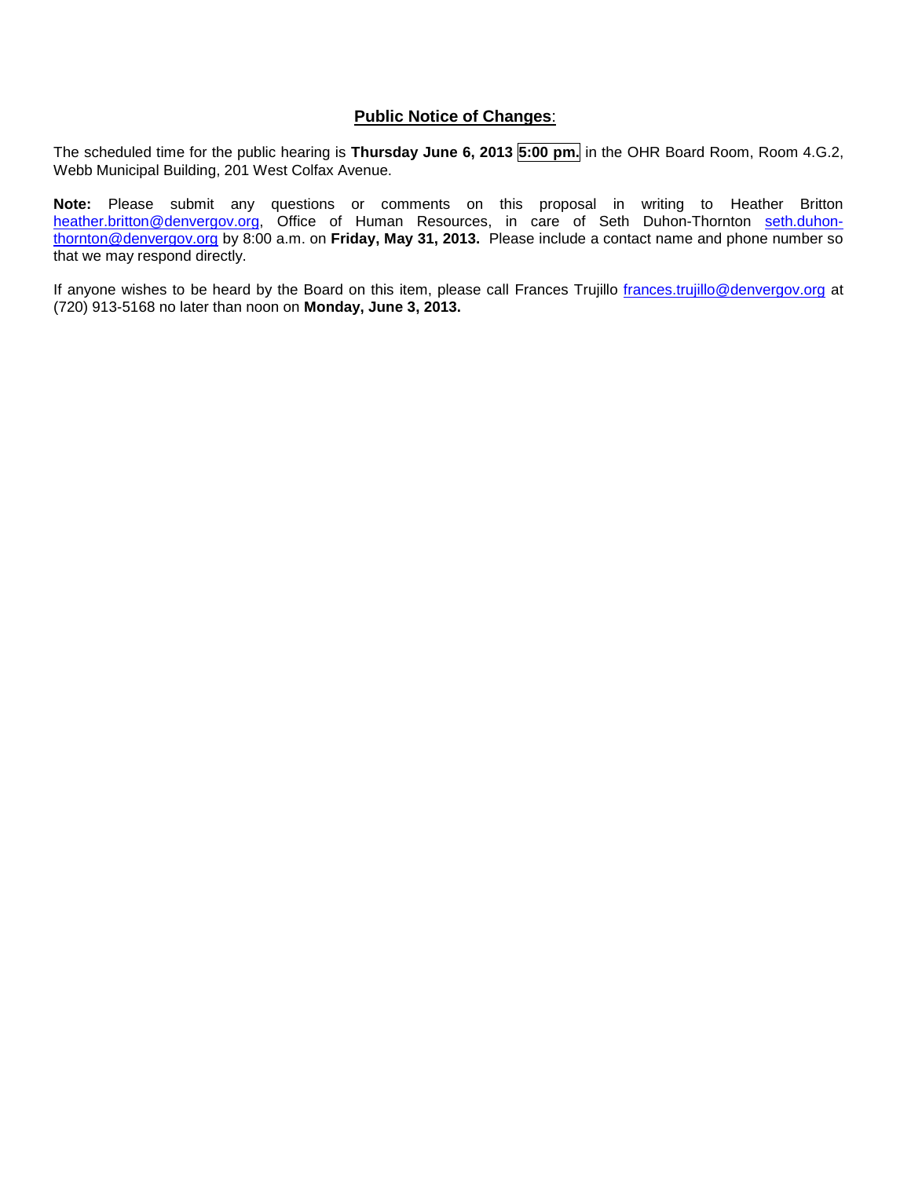**<u>Public Notice of Changes</u>**:

The scheduled time for the public hearing is **Thursday June 6, 2013** **5:00 pm.** in the OHR Board Room, Room 4.G.2, Webb Municipal Building, 201 West Colfax Avenue.

**Note:** Please submit any questions or comments on this proposal in writing to Heather Britton heather.britton@denvergov.org, Office of Human Resources, in care of Seth Duhon-Thornton seth.duhon-thornton@denvergov.org by 8:00 a.m. on **Friday, May 31, 2013.** Please include a contact name and phone number so that we may respond directly.

If anyone wishes to be heard by the Board on this item, please call Frances Trujillo frances.trujillo@denvergov.org at (720) 913-5168 no later than noon on **Monday, June 3, 2013.**